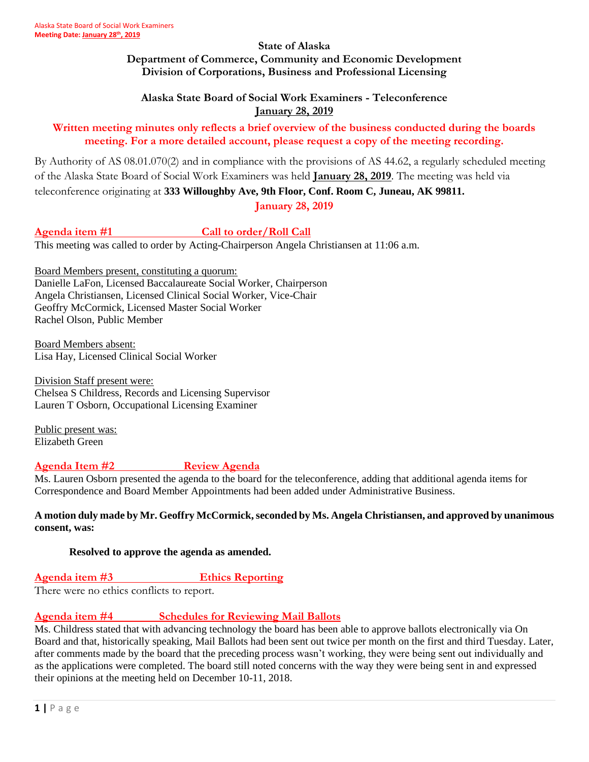**State of Alaska**
**Department of Commerce, Community and Economic Development**
**Division of Corporations, Business and Professional Licensing**

**Alaska State Board of Social Work Examiners - Teleconference**
**January 28, 2019**

**Written meeting minutes only reflects a brief overview of the business conducted during the boards meeting. For a more detailed account, please request a copy of the meeting recording.**

By Authority of AS 08.01.070(2) and in compliance with the provisions of AS 44.62, a regularly scheduled meeting of the Alaska State Board of Social Work Examiners was held **January 28, 2019**. The meeting was held via teleconference originating at **333 Willoughby Ave, 9th Floor, Conf. Room C, Juneau, AK 99811.**

**January 28, 2019**

## Agenda item #1 Call to order/Roll Call

This meeting was called to order by Acting-Chairperson Angela Christiansen at 11:06 a.m.

Board Members present, constituting a quorum:
Danielle LaFon, Licensed Baccalaureate Social Worker, Chairperson
Angela Christiansen, Licensed Clinical Social Worker, Vice-Chair
Geoffry McCormick, Licensed Master Social Worker
Rachel Olson, Public Member

Board Members absent:
Lisa Hay, Licensed Clinical Social Worker

Division Staff present were:
Chelsea S Childress, Records and Licensing Supervisor
Lauren T Osborn, Occupational Licensing Examiner

Public present was:
Elizabeth Green

## Agenda Item #2 Review Agenda

Ms. Lauren Osborn presented the agenda to the board for the teleconference, adding that additional agenda items for Correspondence and Board Member Appointments had been added under Administrative Business.

**A motion duly made by Mr. Geoffry McCormick, seconded by Ms. Angela Christiansen, and approved by unanimous consent, was:**

> **Resolved to approve the agenda as amended.**

## Agenda item #3 Ethics Reporting

There were no ethics conflicts to report.

## Agenda item #4 Schedules for Reviewing Mail Ballots

Ms. Childress stated that with advancing technology the board has been able to approve ballots electronically via On Board and that, historically speaking, Mail Ballots had been sent out twice per month on the first and third Tuesday. Later, after comments made by the board that the preceding process wasn't working, they were being sent out individually and as the applications were completed. The board still noted concerns with the way they were being sent in and expressed their opinions at the meeting held on December 10-11, 2018.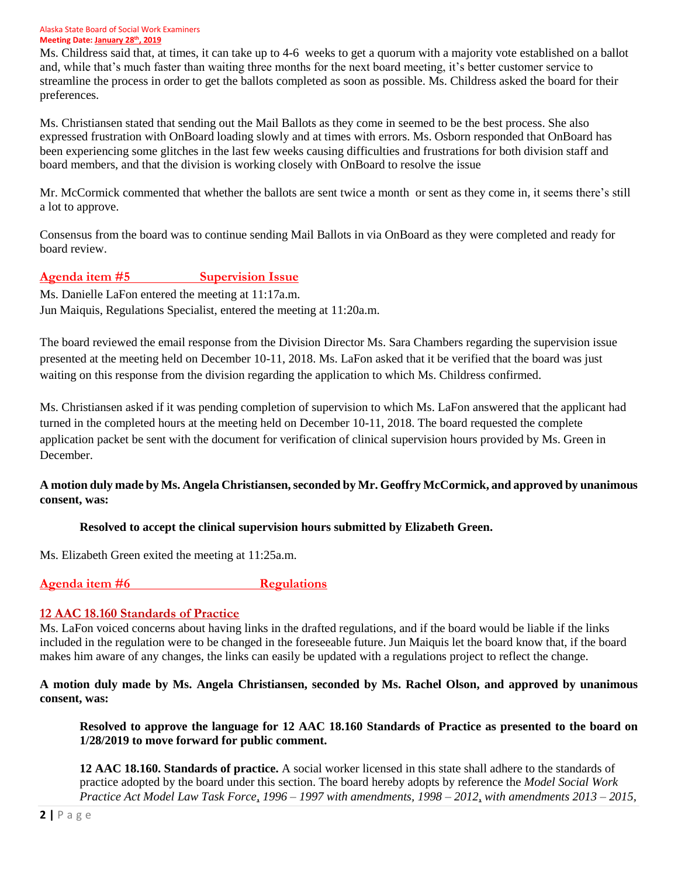Ms. Childress said that, at times, it can take up to 4-6 weeks to get a quorum with a majority vote established on a ballot and, while that's much faster than waiting three months for the next board meeting, it's better customer service to streamline the process in order to get the ballots completed as soon as possible. Ms. Childress asked the board for their preferences.

Ms. Christiansen stated that sending out the Mail Ballots as they come in seemed to be the best process. She also expressed frustration with OnBoard loading slowly and at times with errors. Ms. Osborn responded that OnBoard has been experiencing some glitches in the last few weeks causing difficulties and frustrations for both division staff and board members, and that the division is working closely with OnBoard to resolve the issue

Mr. McCormick commented that whether the ballots are sent twice a month or sent as they come in, it seems there's still a lot to approve.

Consensus from the board was to continue sending Mail Ballots in via OnBoard as they were completed and ready for board review.

## Agenda item #5 Supervision Issue

Ms. Danielle LaFon entered the meeting at 11:17a.m.
Jun Maiquis, Regulations Specialist, entered the meeting at 11:20a.m.

The board reviewed the email response from the Division Director Ms. Sara Chambers regarding the supervision issue presented at the meeting held on December 10-11, 2018. Ms. LaFon asked that it be verified that the board was just waiting on this response from the division regarding the application to which Ms. Childress confirmed.

Ms. Christiansen asked if it was pending completion of supervision to which Ms. LaFon answered that the applicant had turned in the completed hours at the meeting held on December 10-11, 2018. The board requested the complete application packet be sent with the document for verification of clinical supervision hours provided by Ms. Green in December.

**A motion duly made by Ms. Angela Christiansen, seconded by Mr. Geoffry McCormick, and approved by unanimous consent, was:**

> **Resolved to accept the clinical supervision hours submitted by Elizabeth Green.**

Ms. Elizabeth Green exited the meeting at 11:25a.m.

## Agenda item #6 Regulations

### 12 AAC 18.160 Standards of Practice

Ms. LaFon voiced concerns about having links in the drafted regulations, and if the board would be liable if the links included in the regulation were to be changed in the foreseeable future. Jun Maiquis let the board know that, if the board makes him aware of any changes, the links can easily be updated with a regulations project to reflect the change.

**A motion duly made by Ms. Angela Christiansen, seconded by Ms. Rachel Olson, and approved by unanimous consent, was:**

> **Resolved to approve the language for 12 AAC 18.160 Standards of Practice as presented to the board on 1/28/2019 to move forward for public comment.**
>
> **12 AAC 18.160. Standards of practice.** A social worker licensed in this state shall adhere to the standards of practice adopted by the board under this section. The board hereby adopts by reference the *Model Social Work Practice Act Model Law Task Force, 1996 – 1997 with amendments, 1998 – 2012, with amendments 2013 – 2015,*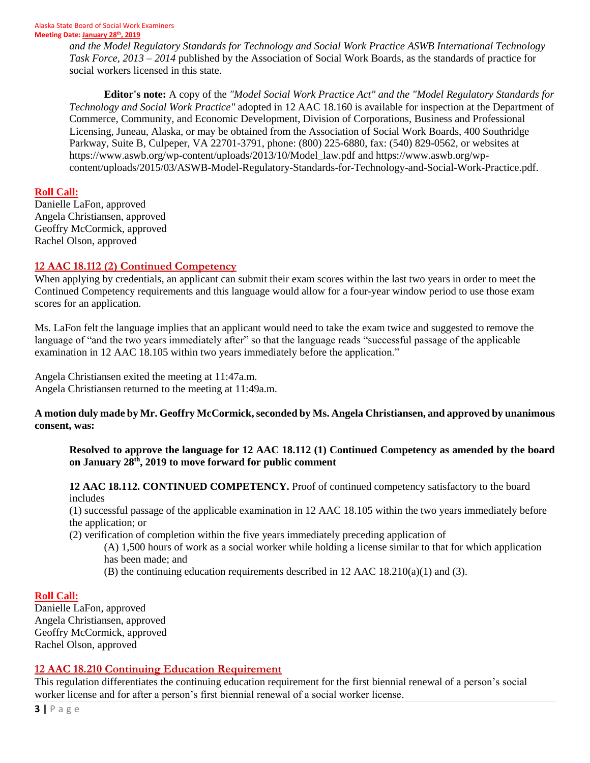*and the Model Regulatory Standards for Technology and Social Work Practice ASWB International Technology Task Force, 2013 – 2014* published by the Association of Social Work Boards, as the standards of practice for social workers licensed in this state.

**Editor's note:** A copy of the *"Model Social Work Practice Act" and the "Model Regulatory Standards for Technology and Social Work Practice"* adopted in 12 AAC 18.160 is available for inspection at the Department of Commerce, Community, and Economic Development, Division of Corporations, Business and Professional Licensing, Juneau, Alaska, or may be obtained from the Association of Social Work Boards, 400 Southridge Parkway, Suite B, Culpeper, VA 22701-3791, phone: (800) 225-6880, fax: (540) 829-0562, or websites at https://www.aswb.org/wp-content/uploads/2013/10/Model_law.pdf and https://www.aswb.org/wp-content/uploads/2015/03/ASWB-Model-Regulatory-Standards-for-Technology-and-Social-Work-Practice.pdf.

## Roll Call:

Danielle LaFon, approved
Angela Christiansen, approved
Geoffry McCormick, approved
Rachel Olson, approved

## 12 AAC 18.112 (2) Continued Competency

When applying by credentials, an applicant can submit their exam scores within the last two years in order to meet the Continued Competency requirements and this language would allow for a four-year window period to use those exam scores for an application.

Ms. LaFon felt the language implies that an applicant would need to take the exam twice and suggested to remove the language of "and the two years immediately after" so that the language reads "successful passage of the applicable examination in 12 AAC 18.105 within two years immediately before the application."

Angela Christiansen exited the meeting at 11:47a.m.
Angela Christiansen returned to the meeting at 11:49a.m.

**A motion duly made by Mr. Geoffry McCormick, seconded by Ms. Angela Christiansen, and approved by unanimous consent, was:**

> **Resolved to approve the language for 12 AAC 18.112 (1) Continued Competency as amended by the board on January 28th, 2019 to move forward for public comment**
>
> **12 AAC 18.112. CONTINUED COMPETENCY.** Proof of continued competency satisfactory to the board includes
>
> (1) successful passage of the applicable examination in 12 AAC 18.105 within the two years immediately before the application; or
>
> (2) verification of completion within the five years immediately preceding application of
>
> (A) 1,500 hours of work as a social worker while holding a license similar to that for which application has been made; and
>
> (B) the continuing education requirements described in 12 AAC 18.210(a)(1) and (3).

## Roll Call:

Danielle LaFon, approved
Angela Christiansen, approved
Geoffry McCormick, approved
Rachel Olson, approved

## 12 AAC 18.210 Continuing Education Requirement

This regulation differentiates the continuing education requirement for the first biennial renewal of a person's social worker license and for after a person's first biennial renewal of a social worker license.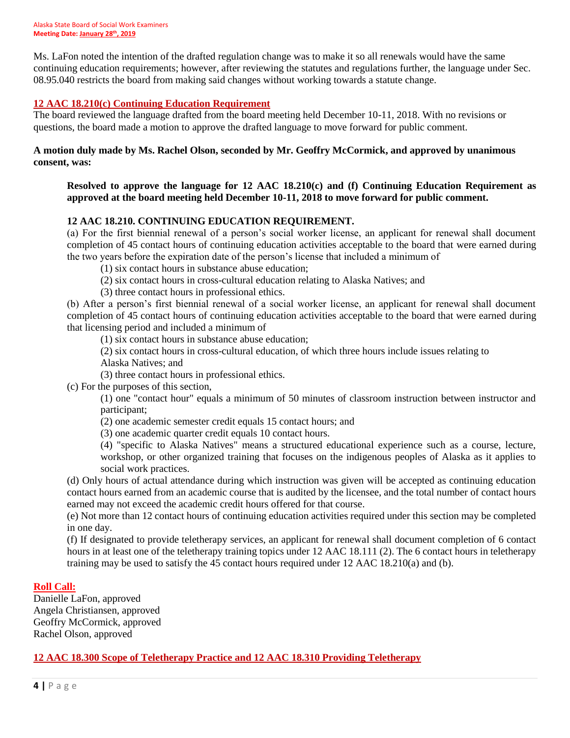Ms. LaFon noted the intention of the drafted regulation change was to make it so all renewals would have the same continuing education requirements; however, after reviewing the statutes and regulations further, the language under Sec. 08.95.040 restricts the board from making said changes without working towards a statute change.

## 12 AAC 18.210(c) Continuing Education Requirement

The board reviewed the language drafted from the board meeting held December 10-11, 2018. With no revisions or questions, the board made a motion to approve the drafted language to move forward for public comment.

**A motion duly made by Ms. Rachel Olson, seconded by Mr. Geoffry McCormick, and approved by unanimous consent, was:**

> **Resolved to approve the language for 12 AAC 18.210(c) and (f) Continuing Education Requirement as approved at the board meeting held December 10-11, 2018 to move forward for public comment.**
>
> **12 AAC 18.210. CONTINUING EDUCATION REQUIREMENT.**
>
> (a) For the first biennial renewal of a person's social worker license, an applicant for renewal shall document completion of 45 contact hours of continuing education activities acceptable to the board that were earned during the two years before the expiration date of the person's license that included a minimum of
>
> (1) six contact hours in substance abuse education;
>
> (2) six contact hours in cross-cultural education relating to Alaska Natives; and
>
> (3) three contact hours in professional ethics.
>
> (b) After a person's first biennial renewal of a social worker license, an applicant for renewal shall document completion of 45 contact hours of continuing education activities acceptable to the board that were earned during that licensing period and included a minimum of
>
> (1) six contact hours in substance abuse education;
>
> (2) six contact hours in cross-cultural education, of which three hours include issues relating to Alaska Natives; and
>
> (3) three contact hours in professional ethics.
>
> (c) For the purposes of this section,
>
> (1) one "contact hour" equals a minimum of 50 minutes of classroom instruction between instructor and participant;
>
> (2) one academic semester credit equals 15 contact hours; and
>
> (3) one academic quarter credit equals 10 contact hours.
>
> (4) "specific to Alaska Natives" means a structured educational experience such as a course, lecture, workshop, or other organized training that focuses on the indigenous peoples of Alaska as it applies to social work practices.
>
> (d) Only hours of actual attendance during which instruction was given will be accepted as continuing education contact hours earned from an academic course that is audited by the licensee, and the total number of contact hours earned may not exceed the academic credit hours offered for that course.
>
> (e) Not more than 12 contact hours of continuing education activities required under this section may be completed in one day.
>
> (f) If designated to provide teletherapy services, an applicant for renewal shall document completion of 6 contact hours in at least one of the teletherapy training topics under 12 AAC 18.111 (2). The 6 contact hours in teletherapy training may be used to satisfy the 45 contact hours required under 12 AAC 18.210(a) and (b).

## Roll Call:

Danielle LaFon, approved
Angela Christiansen, approved
Geoffry McCormick, approved
Rachel Olson, approved

## 12 AAC 18.300 Scope of Teletherapy Practice and 12 AAC 18.310 Providing Teletherapy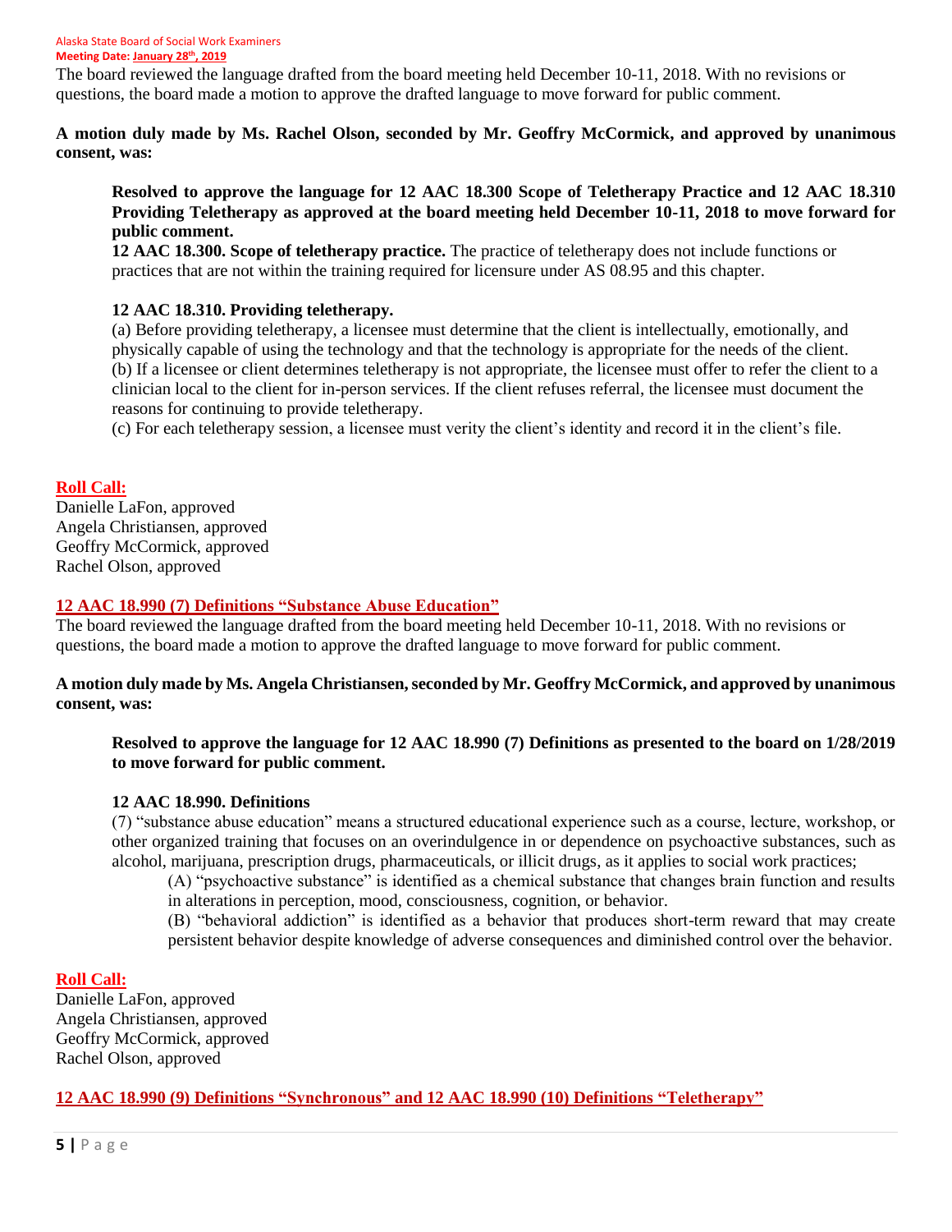The board reviewed the language drafted from the board meeting held December 10-11, 2018. With no revisions or questions, the board made a motion to approve the drafted language to move forward for public comment.

**A motion duly made by Ms. Rachel Olson, seconded by Mr. Geoffry McCormick, and approved by unanimous consent, was:**

> **Resolved to approve the language for 12 AAC 18.300 Scope of Teletherapy Practice and 12 AAC 18.310 Providing Teletherapy as approved at the board meeting held December 10-11, 2018 to move forward for public comment.**
>
> **12 AAC 18.300. Scope of teletherapy practice.** The practice of teletherapy does not include functions or practices that are not within the training required for licensure under AS 08.95 and this chapter.
>
> **12 AAC 18.310. Providing teletherapy.**
>
> (a) Before providing teletherapy, a licensee must determine that the client is intellectually, emotionally, and physically capable of using the technology and that the technology is appropriate for the needs of the client.
>
> (b) If a licensee or client determines teletherapy is not appropriate, the licensee must offer to refer the client to a clinician local to the client for in-person services. If the client refuses referral, the licensee must document the reasons for continuing to provide teletherapy.
>
> (c) For each teletherapy session, a licensee must verity the client's identity and record it in the client's file.

**Roll Call:**

Danielle LaFon, approved
Angela Christiansen, approved
Geoffry McCormick, approved
Rachel Olson, approved

## 12 AAC 18.990 (7) Definitions "Substance Abuse Education"

The board reviewed the language drafted from the board meeting held December 10-11, 2018. With no revisions or questions, the board made a motion to approve the drafted language to move forward for public comment.

**A motion duly made by Ms. Angela Christiansen, seconded by Mr. Geoffry McCormick, and approved by unanimous consent, was:**

> **Resolved to approve the language for 12 AAC 18.990 (7) Definitions as presented to the board on 1/28/2019 to move forward for public comment.**
>
> **12 AAC 18.990. Definitions**
>
> (7) "substance abuse education" means a structured educational experience such as a course, lecture, workshop, or other organized training that focuses on an overindulgence in or dependence on psychoactive substances, such as alcohol, marijuana, prescription drugs, pharmaceuticals, or illicit drugs, as it applies to social work practices;
>
> (A) "psychoactive substance" is identified as a chemical substance that changes brain function and results in alterations in perception, mood, consciousness, cognition, or behavior.
>
> (B) "behavioral addiction" is identified as a behavior that produces short-term reward that may create persistent behavior despite knowledge of adverse consequences and diminished control over the behavior.

**Roll Call:**

Danielle LaFon, approved
Angela Christiansen, approved
Geoffry McCormick, approved
Rachel Olson, approved

## 12 AAC 18.990 (9) Definitions "Synchronous" and 12 AAC 18.990 (10) Definitions "Teletherapy"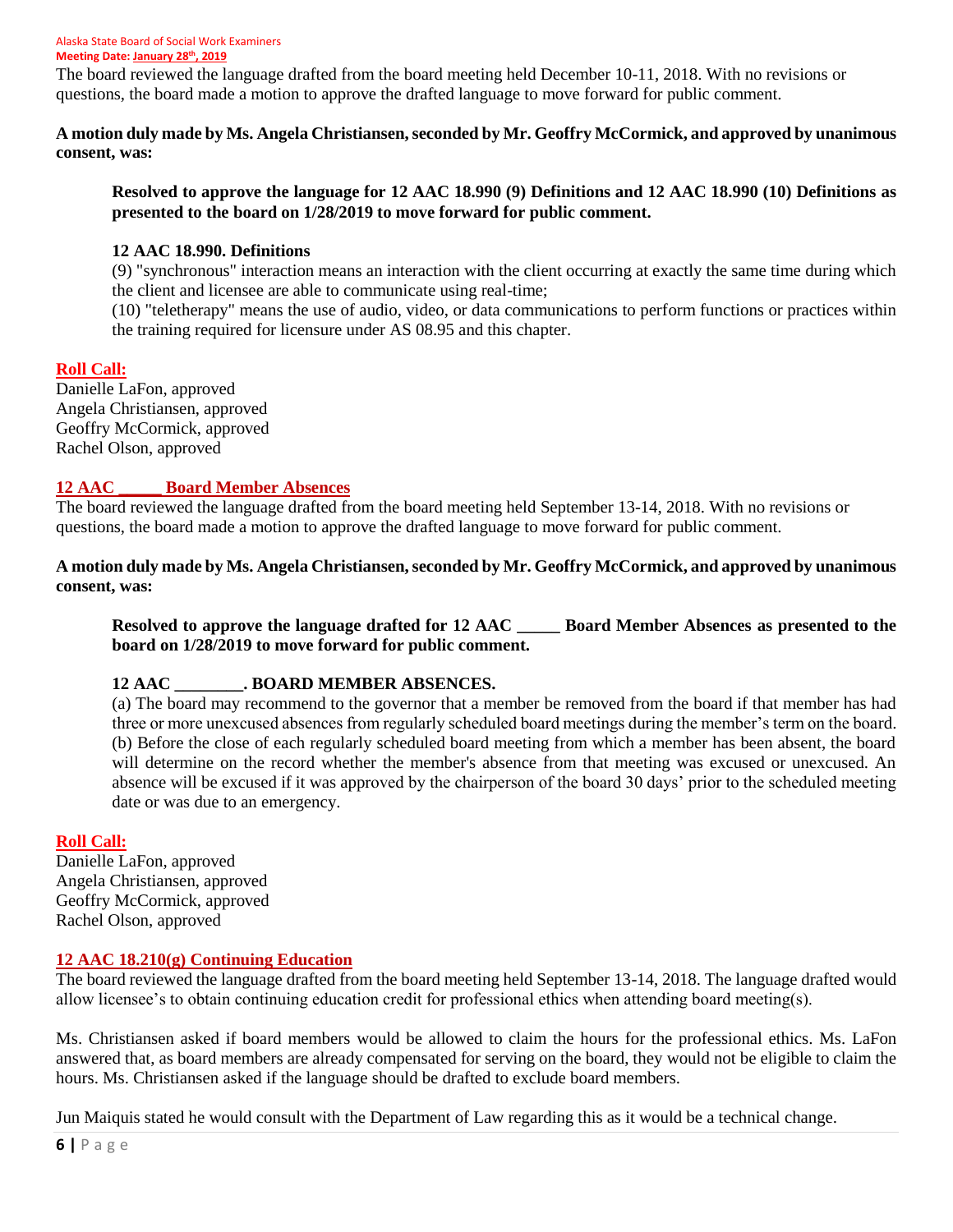The board reviewed the language drafted from the board meeting held December 10-11, 2018. With no revisions or questions, the board made a motion to approve the drafted language to move forward for public comment.

**A motion duly made by Ms. Angela Christiansen, seconded by Mr. Geoffry McCormick, and approved by unanimous consent, was:**

> **Resolved to approve the language for 12 AAC 18.990 (9) Definitions and 12 AAC 18.990 (10) Definitions as presented to the board on 1/28/2019 to move forward for public comment.**
>
> **12 AAC 18.990. Definitions**
>
> (9) "synchronous" interaction means an interaction with the client occurring at exactly the same time during which the client and licensee are able to communicate using real-time;
>
> (10) "teletherapy" means the use of audio, video, or data communications to perform functions or practices within the training required for licensure under AS 08.95 and this chapter.

**Roll Call:**

Danielle LaFon, approved
Angela Christiansen, approved
Geoffry McCormick, approved
Rachel Olson, approved

## 12 AAC _____ Board Member Absences

The board reviewed the language drafted from the board meeting held September 13-14, 2018. With no revisions or questions, the board made a motion to approve the drafted language to move forward for public comment.

**A motion duly made by Ms. Angela Christiansen, seconded by Mr. Geoffry McCormick, and approved by unanimous consent, was:**

> **Resolved to approve the language drafted for 12 AAC _____ Board Member Absences as presented to the board on 1/28/2019 to move forward for public comment.**
>
> **12 AAC ________. BOARD MEMBER ABSENCES.**
>
> (a) The board may recommend to the governor that a member be removed from the board if that member has had three or more unexcused absences from regularly scheduled board meetings during the member's term on the board.
>
> (b) Before the close of each regularly scheduled board meeting from which a member has been absent, the board will determine on the record whether the member's absence from that meeting was excused or unexcused. An absence will be excused if it was approved by the chairperson of the board 30 days' prior to the scheduled meeting date or was due to an emergency.

**Roll Call:**

Danielle LaFon, approved
Angela Christiansen, approved
Geoffry McCormick, approved
Rachel Olson, approved

## 12 AAC 18.210(g) Continuing Education

The board reviewed the language drafted from the board meeting held September 13-14, 2018. The language drafted would allow licensee's to obtain continuing education credit for professional ethics when attending board meeting(s).

Ms. Christiansen asked if board members would be allowed to claim the hours for the professional ethics. Ms. LaFon answered that, as board members are already compensated for serving on the board, they would not be eligible to claim the hours. Ms. Christiansen asked if the language should be drafted to exclude board members.

Jun Maiquis stated he would consult with the Department of Law regarding this as it would be a technical change.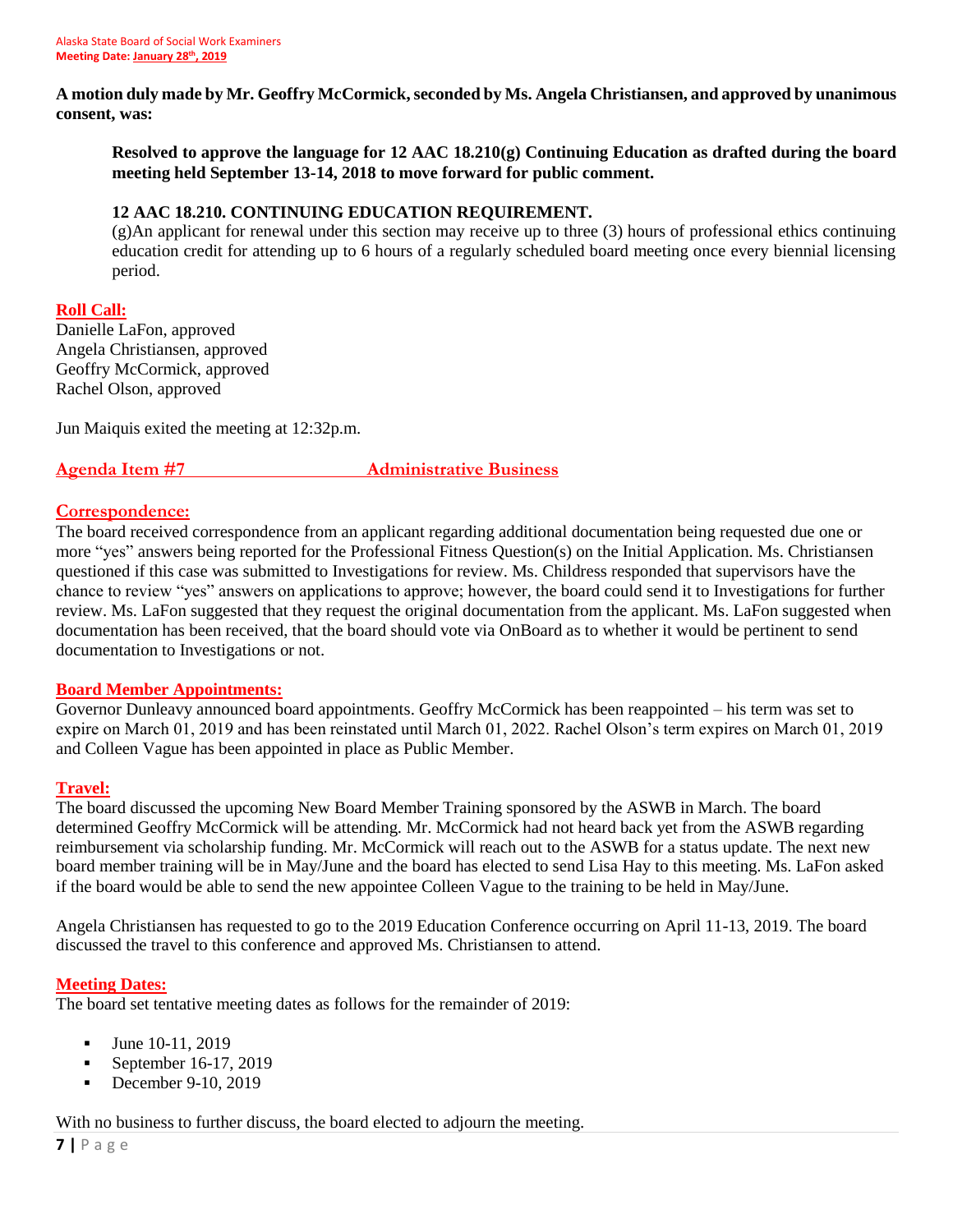**A motion duly made by Mr. Geoffry McCormick, seconded by Ms. Angela Christiansen, and approved by unanimous consent, was:**

> **Resolved to approve the language for 12 AAC 18.210(g) Continuing Education as drafted during the board meeting held September 13-14, 2018 to move forward for public comment.**
>
> **12 AAC 18.210. CONTINUING EDUCATION REQUIREMENT.**
> (g)An applicant for renewal under this section may receive up to three (3) hours of professional ethics continuing education credit for attending up to 6 hours of a regularly scheduled board meeting once every biennial licensing period.

**Roll Call:**
Danielle LaFon, approved
Angela Christiansen, approved
Geoffry McCormick, approved
Rachel Olson, approved

Jun Maiquis exited the meeting at 12:32p.m.

## Agenda Item #7 Administrative Business

**Correspondence:**
The board received correspondence from an applicant regarding additional documentation being requested due one or more "yes" answers being reported for the Professional Fitness Question(s) on the Initial Application. Ms. Christiansen questioned if this case was submitted to Investigations for review. Ms. Childress responded that supervisors have the chance to review "yes" answers on applications to approve; however, the board could send it to Investigations for further review. Ms. LaFon suggested that they request the original documentation from the applicant. Ms. LaFon suggested when documentation has been received, that the board should vote via OnBoard as to whether it would be pertinent to send documentation to Investigations or not.

**Board Member Appointments:**
Governor Dunleavy announced board appointments. Geoffry McCormick has been reappointed – his term was set to expire on March 01, 2019 and has been reinstated until March 01, 2022. Rachel Olson's term expires on March 01, 2019 and Colleen Vague has been appointed in place as Public Member.

**Travel:**
The board discussed the upcoming New Board Member Training sponsored by the ASWB in March. The board determined Geoffry McCormick will be attending. Mr. McCormick had not heard back yet from the ASWB regarding reimbursement via scholarship funding. Mr. McCormick will reach out to the ASWB for a status update. The next new board member training will be in May/June and the board has elected to send Lisa Hay to this meeting. Ms. LaFon asked if the board would be able to send the new appointee Colleen Vague to the training to be held in May/June.

Angela Christiansen has requested to go to the 2019 Education Conference occurring on April 11-13, 2019. The board discussed the travel to this conference and approved Ms. Christiansen to attend.

**Meeting Dates:**
The board set tentative meeting dates as follows for the remainder of 2019:

- June 10-11, 2019
- September 16-17, 2019
- December 9-10, 2019

With no business to further discuss, the board elected to adjourn the meeting.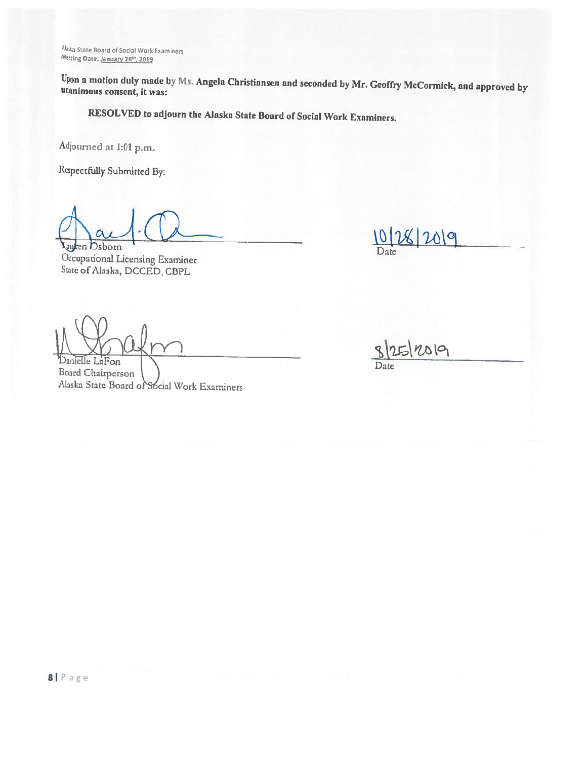Upon a motion duly made by Ms. Angela Christiansen and seconded by Mr. Geoffry McCormick, and approved by unanimous consent, it was:

**RESOLVED to adjourn the Alaska State Board of Social Work Examiners.**

Adjourned at 1:01 p.m.

Respectfully Submitted By:

Lauren Osborn
Occupational Licensing Examiner
State of Alaska, DCCED, CBPL

10/28/2019
Date

Danielle LaFon
Board Chairperson
Alaska State Board of Social Work Examiners

8/25/2019
Date